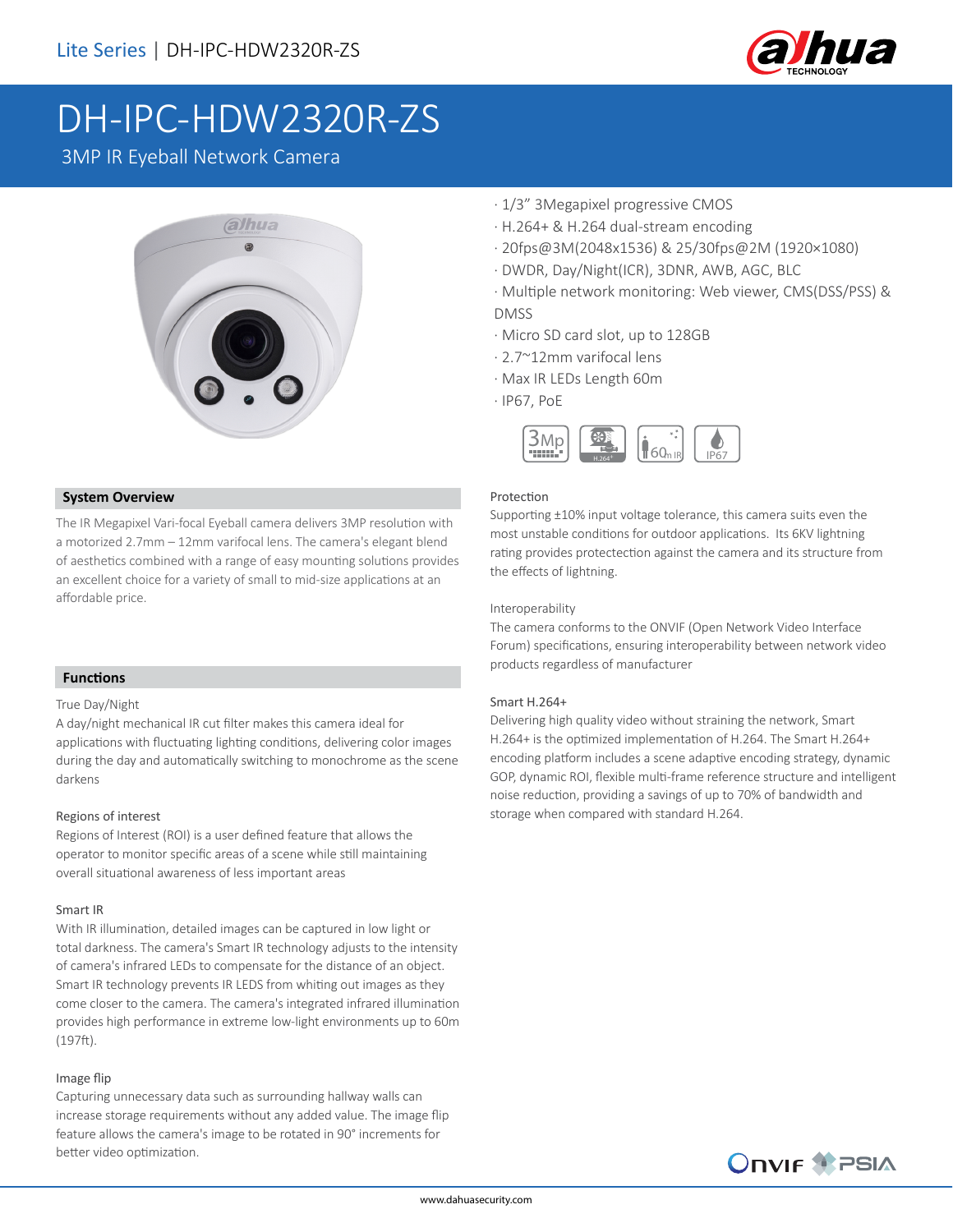Lite Series | DH-IPC-HDW2320R-ZS

# DH-IPC-HDW2320R-ZS

3MP IR Eyeball Network Camera

· 1/3" 3Megapixel progressive CMOS
· H.264+ & H.264 dual-stream encoding
· 20fps@3M(2048x1536) & 25/30fps@2M (1920×1080)
· DWDR, Day/Night(ICR), 3DNR, AWB, AGC, BLC
· Multiple network monitoring: Web viewer, CMS(DSS/PSS) & DMSS
· Micro SD card slot, up to 128GB
· 2.7~12mm varifocal lens
· Max IR LEDs Length 60m
· IP67, PoE

## System Overview

The IR Megapixel Vari-focal Eyeball camera delivers 3MP resolution with a motorized 2.7mm – 12mm varifocal lens. The camera's elegant blend of aesthetics combined with a range of easy mounting solutions provides an excellent choice for a variety of small to mid-size applications at an affordable price.

## Functions

### True Day/Night

A day/night mechanical IR cut filter makes this camera ideal for applications with fluctuating lighting conditions, delivering color images during the day and automatically switching to monochrome as the scene darkens

### Regions of interest

Regions of Interest (ROI) is a user defined feature that allows the operator to monitor specific areas of a scene while still maintaining overall situational awareness of less important areas

### Smart IR

With IR illumination, detailed images can be captured in low light or total darkness. The camera's Smart IR technology adjusts to the intensity of camera's infrared LEDs to compensate for the distance of an object. Smart IR technology prevents IR LEDS from whiting out images as they come closer to the camera. The camera's integrated infrared illumination provides high performance in extreme low-light environments up to 60m (197ft).

### Image flip

Capturing unnecessary data such as surrounding hallway walls can increase storage requirements without any added value. The image flip feature allows the camera's image to be rotated in 90° increments for better video optimization.

### Protection

Supporting ±10% input voltage tolerance, this camera suits even the most unstable conditions for outdoor applications. Its 6KV lightning rating provides protectection against the camera and its structure from the effects of lightning.

### Interoperability

The camera conforms to the ONVIF (Open Network Video Interface Forum) specifications, ensuring interoperability between network video products regardless of manufacturer

### Smart H.264+

Delivering high quality video without straining the network, Smart H.264+ is the optimized implementation of H.264. The Smart H.264+ encoding platform includes a scene adaptive encoding strategy, dynamic GOP, dynamic ROI, flexible multi-frame reference structure and intelligent noise reduction, providing a savings of up to 70% of bandwidth and storage when compared with standard H.264.

www.dahuasecurity.com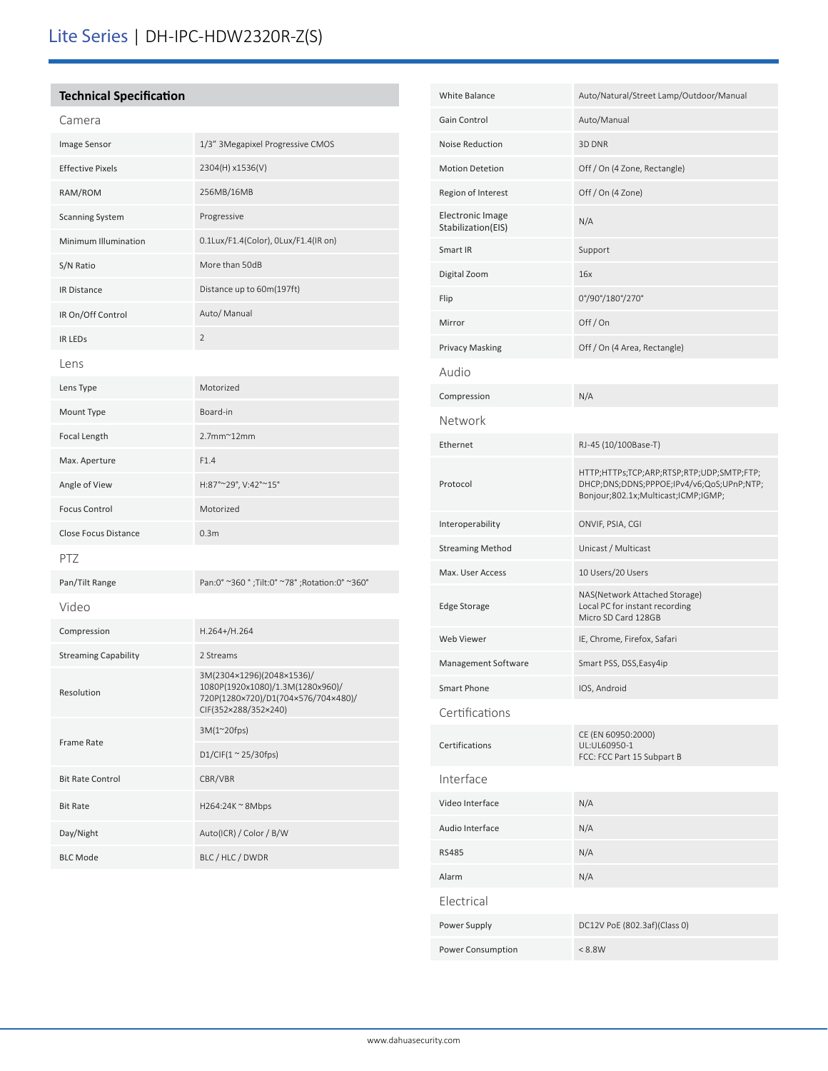# Lite Series | DH-IPC-HDW2320R-Z(S)

## Technical Specification

### Camera

| | |
|---|---|
| Image Sensor | 1/3" 3Megapixel Progressive CMOS |
| Effective Pixels | 2304(H) x1536(V) |
| RAM/ROM | 256MB/16MB |
| Scanning System | Progressive |
| Minimum Illumination | 0.1Lux/F1.4(Color), 0Lux/F1.4(IR on) |
| S/N Ratio | More than 50dB |
| IR Distance | Distance up to 60m(197ft) |
| IR On/Off Control | Auto/ Manual |
| IR LEDs | 2 |

### Lens

| | |
|---|---|
| Lens Type | Motorized |
| Mount Type | Board-in |
| Focal Length | 2.7mm~12mm |
| Max. Aperture | F1.4 |
| Angle of View | H:87°~29°, V:42°~15° |
| Focus Control | Motorized |
| Close Focus Distance | 0.3m |

### PTZ

| | |
|---|---|
| Pan/Tilt Range | Pan:0° ~360 ° ;Tilt:0° ~78° ;Rotation:0° ~360° |

### Video

| | |
|---|---|
| Compression | H.264+/H.264 |
| Streaming Capability | 2 Streams |
| Resolution | 3M(2304×1296)(2048×1536)/ 1080P(1920x1080)/1.3M(1280x960)/ 720P(1280×720)/D1(704×576/704×480)/ CIF(352×288/352×240) |
| Frame Rate | 3M(1~20fps) |
| | D1/CIF(1 ~ 25/30fps) |
| Bit Rate Control | CBR/VBR |
| Bit Rate | H264:24K ~ 8Mbps |
| Day/Night | Auto(ICR) / Color / B/W |
| BLC Mode | BLC / HLC / DWDR |
| White Balance | Auto/Natural/Street Lamp/Outdoor/Manual |
| Gain Control | Auto/Manual |
| Noise Reduction | 3D DNR |
| Motion Detetion | Off / On (4 Zone, Rectangle) |
| Region of Interest | Off / On (4 Zone) |
| Electronic Image Stabilization(EIS) | N/A |
| Smart IR | Support |
| Digital Zoom | 16x |
| Flip | 0°/90°/180°/270° |
| Mirror | Off / On |
| Privacy Masking | Off / On (4 Area, Rectangle) |

### Audio

| | |
|---|---|
| Compression | N/A |

### Network

| | |
|---|---|
| Ethernet | RJ-45 (10/100Base-T) |
| Protocol | HTTP;HTTPs;TCP;ARP;RTSP;RTP;UDP;SMTP;FTP; DHCP;DNS;DDNS;PPPOE;IPv4/v6;QoS;UPnP;NTP; Bonjour;802.1x;Multicast;ICMP;IGMP; |
| Interoperability | ONVIF, PSIA, CGI |
| Streaming Method | Unicast / Multicast |
| Max. User Access | 10 Users/20 Users |
| Edge Storage | NAS(Network Attached Storage) Local PC for instant recording Micro SD Card 128GB |
| Web Viewer | IE, Chrome, Firefox, Safari |
| Management Software | Smart PSS, DSS,Easy4ip |
| Smart Phone | IOS, Android |

### Certifications

| | |
|---|---|
| Certifications | CE (EN 60950:2000) UL:UL60950-1 FCC: FCC Part 15 Subpart B |

### Interface

| | |
|---|---|
| Video Interface | N/A |
| Audio Interface | N/A |
| RS485 | N/A |
| Alarm | N/A |

### Electrical

| | |
|---|---|
| Power Supply | DC12V PoE (802.3af)(Class 0) |
| Power Consumption | < 8.8W |

www.dahuasecurity.com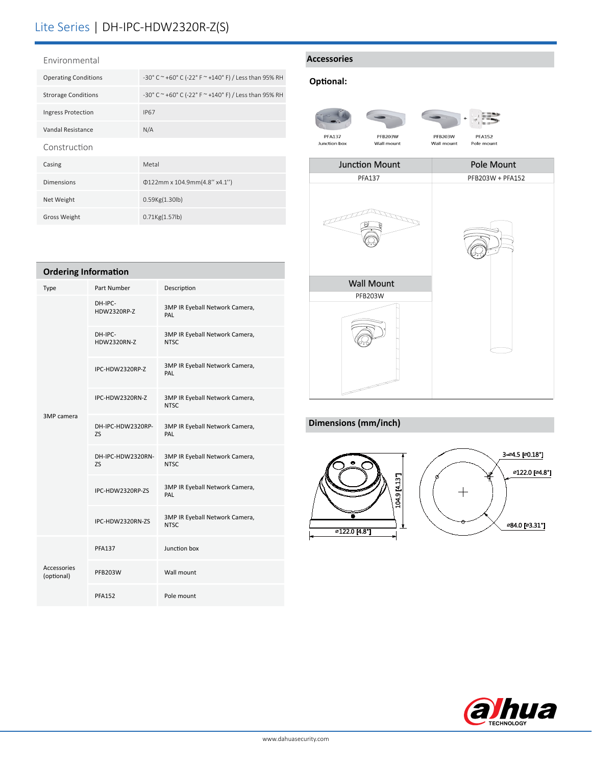# Lite Series | DH-IPC-HDW2320R-Z(S)

### Environmental

| | |
|---|---|
| Operating Conditions | -30° C ~ +60° C (-22° F ~ +140° F) / Less than 95% RH |
| Strorage Conditions | -30° C ~ +60° C (-22° F ~ +140° F) / Less than 95% RH |
| Ingress Protection | IP67 |
| Vandal Resistance | N/A |

### Construction

| | |
|---|---|
| Casing | Metal |
| Dimensions | Φ122mm x 104.9mm(4.8'' x4.1'') |
| Net Weight | 0.59Kg(1.30lb) |
| Gross Weight | 0.71Kg(1.57lb) |

## Ordering Information

| Type | Part Number | Description |
|---|---|---|
| 3MP camera | DH-IPC-HDW2320RP-Z | 3MP IR Eyeball Network Camera, PAL |
| | DH-IPC-HDW2320RN-Z | 3MP IR Eyeball Network Camera, NTSC |
| | IPC-HDW2320RP-Z | 3MP IR Eyeball Network Camera, PAL |
| | IPC-HDW2320RN-Z | 3MP IR Eyeball Network Camera, NTSC |
| | DH-IPC-HDW2320RP-ZS | 3MP IR Eyeball Network Camera, PAL |
| | DH-IPC-HDW2320RN-ZS | 3MP IR Eyeball Network Camera, NTSC |
| | IPC-HDW2320RP-ZS | 3MP IR Eyeball Network Camera, PAL |
| | IPC-HDW2320RN-ZS | 3MP IR Eyeball Network Camera, NTSC |
| Accessories (optional) | PFA137 | Junction box |
| | PFB203W | Wall mount |
| | PFA152 | Pole mount |

## Accessories

**Optional:**

PFA137 Junction box

PFB203W Wall mount

PFB203W Wall mount + PFA152 Pole mount

| Junction Mount | Pole Mount |
|---|---|
| PFA137 | PFB203W + PFA152 |

| Wall Mount |
|---|
| PFB203W |

## Dimensions (mm/inch)

104.9 [4.13"]

⌀122.0 [4.8"]

3-⌀4.5 [⌀0.18"]

⌀122.0 [⌀4.8"]

⌀84.0 [⌀3.31"]

www.dahuasecurity.com